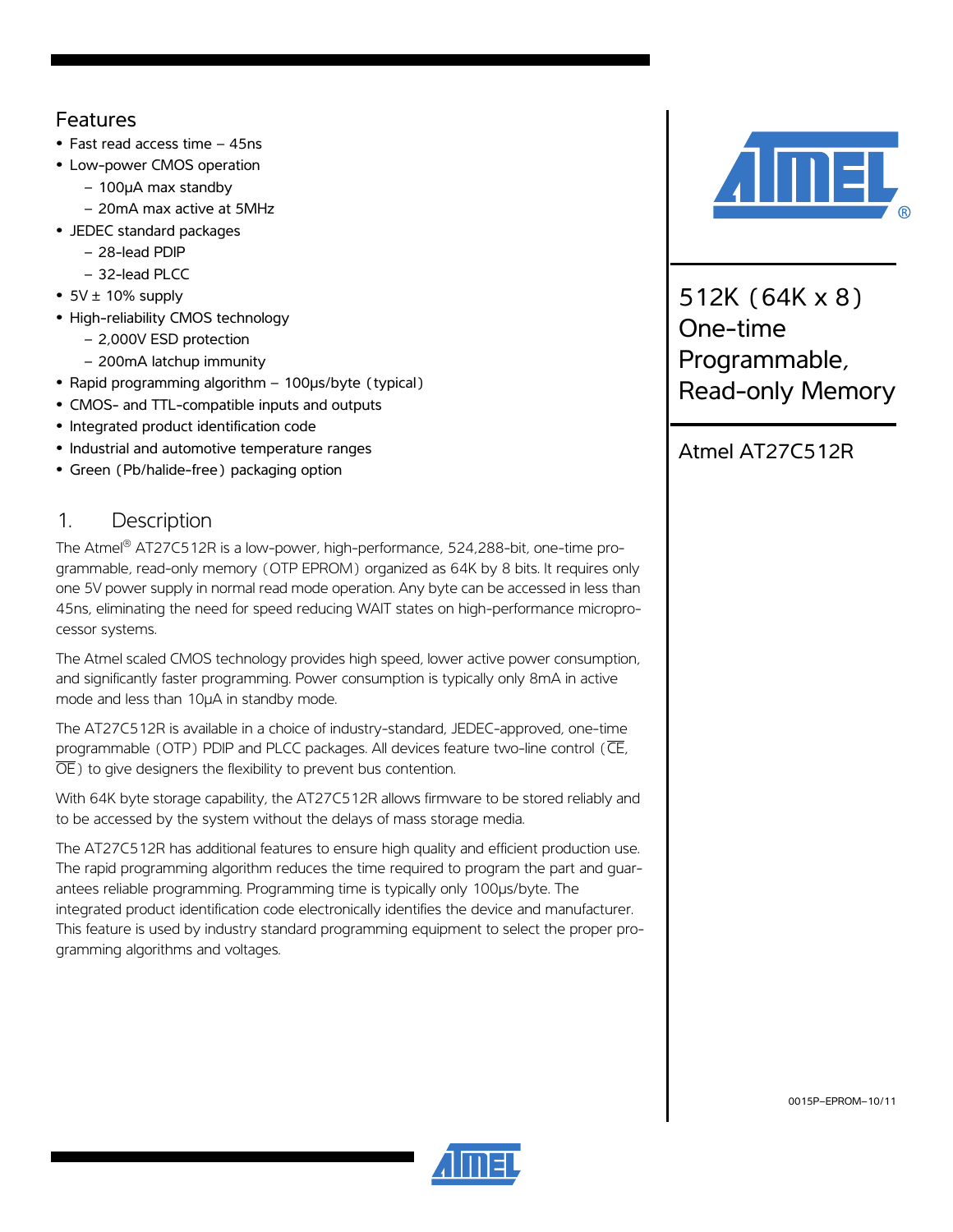# 512K (64K x 8) One-time Programmable, Read-only Memory

## Atmel AT27C512R

## Features

- Fast read access time – 45ns
- Low-power CMOS operation
  - 100µA max standby
  - 20mA max active at 5MHz
- JEDEC standard packages
  - 28-lead PDIP
  - 32-lead PLCC
- 5V ± 10% supply
- High-reliability CMOS technology
  - 2,000V ESD protection
  - 200mA latchup immunity
- Rapid programming algorithm – 100µs/byte (typical)
- CMOS- and TTL-compatible inputs and outputs
- Integrated product identification code
- Industrial and automotive temperature ranges
- Green (Pb/halide-free) packaging option

## 1. Description

The Atmel® AT27C512R is a low-power, high-performance, 524,288-bit, one-time programmable, read-only memory (OTP EPROM) organized as 64K by 8 bits. It requires only one 5V power supply in normal read mode operation. Any byte can be accessed in less than 45ns, eliminating the need for speed reducing WAIT states on high-performance microprocessor systems.

The Atmel scaled CMOS technology provides high speed, lower active power consumption, and significantly faster programming. Power consumption is typically only 8mA in active mode and less than 10µA in standby mode.

The AT27C512R is available in a choice of industry-standard, JEDEC-approved, one-time programmable (OTP) PDIP and PLCC packages. All devices feature two-line control ($\overline{CE}$, $\overline{OE}$) to give designers the flexibility to prevent bus contention.

With 64K byte storage capability, the AT27C512R allows firmware to be stored reliably and to be accessed by the system without the delays of mass storage media.

The AT27C512R has additional features to ensure high quality and efficient production use. The rapid programming algorithm reduces the time required to program the part and guarantees reliable programming. Programming time is typically only 100µs/byte. The integrated product identification code electronically identifies the device and manufacturer. This feature is used by industry standard programming equipment to select the proper programming algorithms and voltages.

0015P–EPROM–10/11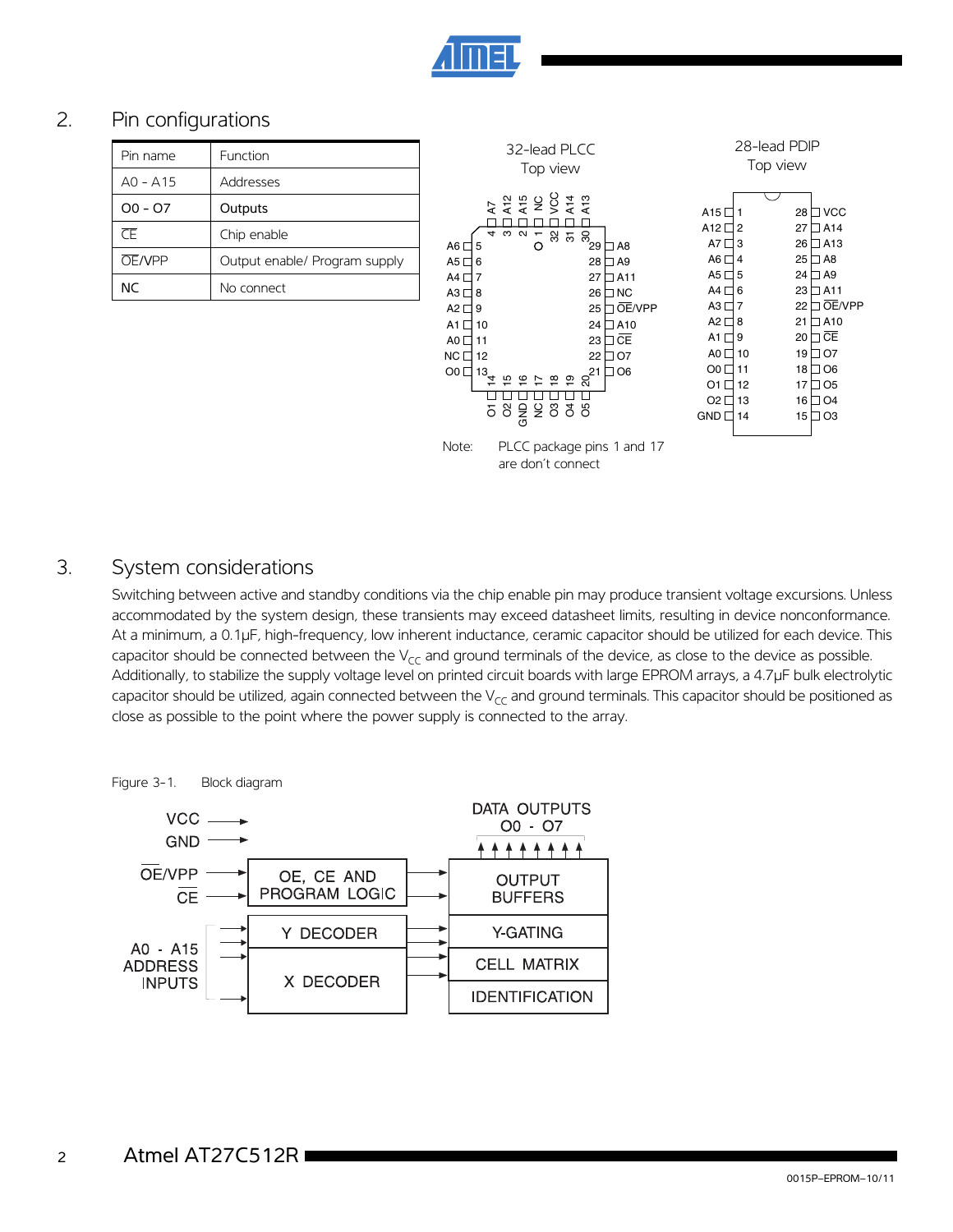## 2. Pin configurations

| Pin name | Function |
|---|---|
| A0 - A15 | Addresses |
| O0 - O7 | Outputs |
| $\overline{CE}$ | Chip enable |
| $\overline{OE}$/VPP | Output enable/ Program supply |
| NC | No connect |

32-lead PLCC
Top view

28-lead PDIP
Top view

| Pin | Name | Pin | Name |
|---|---|---|---|
| 1 | A15 | 28 | VCC |
| 2 | A12 | 27 | A14 |
| 3 | A7 | 26 | A13 |
| 4 | A6 | 25 | A8 |
| 5 | A5 | 24 | A9 |
| 6 | A4 | 23 | A11 |
| 7 | A3 | 22 | $\overline{OE}$/VPP |
| 8 | A2 | 21 | A10 |
| 9 | A1 | 20 | $\overline{CE}$ |
| 10 | A0 | 19 | O7 |
| 11 | O0 | 18 | O6 |
| 12 | O1 | 17 | O5 |
| 13 | O2 | 16 | O4 |
| 14 | GND | 15 | O3 |

Note: PLCC package pins 1 and 17 are don't connect

## 3. System considerations

Switching between active and standby conditions via the chip enable pin may produce transient voltage excursions. Unless accommodated by the system design, these transients may exceed datasheet limits, resulting in device nonconformance. At a minimum, a 0.1µF, high-frequency, low inherent inductance, ceramic capacitor should be utilized for each device. This capacitor should be connected between the $V_{CC}$ and ground terminals of the device, as close to the device as possible. Additionally, to stabilize the supply voltage level on printed circuit boards with large EPROM arrays, a 4.7µF bulk electrolytic capacitor should be utilized, again connected between the $V_{CC}$ and ground terminals. This capacitor should be positioned as close as possible to the point where the power supply is connected to the array.

Figure 3-1. Block diagram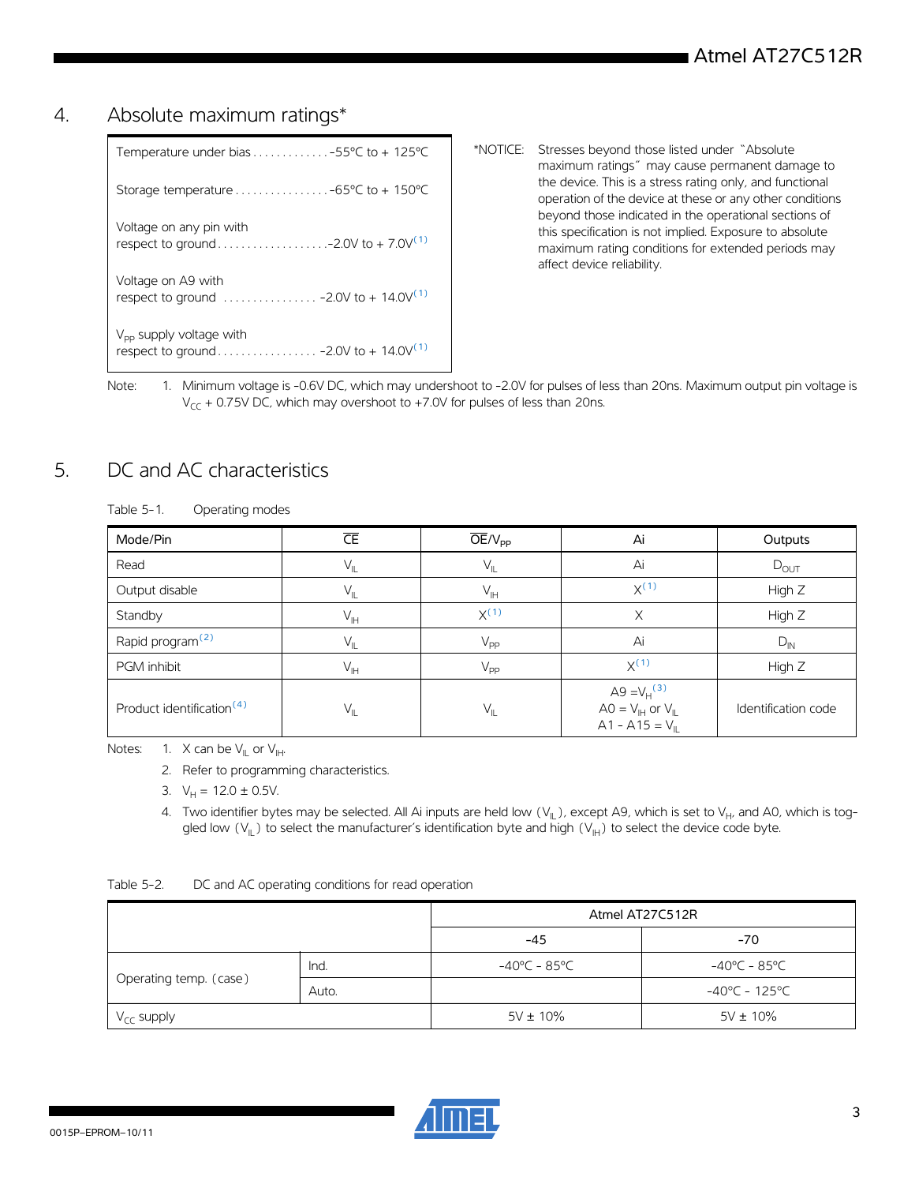## 4. Absolute maximum ratings*

| | |
|---|---|
| Temperature under bias | -55°C to + 125°C |
| Storage temperature | -65°C to + 150°C |
| Voltage on any pin with respect to ground | -2.0V to + 7.0V[1] |
| Voltage on A9 with respect to ground | -2.0V to + 14.0V[1] |
| $V_{PP}$ supply voltage with respect to ground | -2.0V to + 14.0V[1] |

*NOTICE: Stresses beyond those listed under "Absolute maximum ratings" may cause permanent damage to the device. This is a stress rating only, and functional operation of the device at these or any other conditions beyond those indicated in the operational sections of this specification is not implied. Exposure to absolute maximum rating conditions for extended periods may affect device reliability.

Note: 1. Minimum voltage is -0.6V DC, which may undershoot to -2.0V for pulses of less than 20ns. Maximum output pin voltage is $V_{CC}$ + 0.75V DC, which may overshoot to +7.0V for pulses of less than 20ns.

## 5. DC and AC characteristics

Table 5-1. Operating modes

| Mode/Pin | $\overline{CE}$ | $\overline{OE}/V_{PP}$ | Ai | Outputs |
|---|---|---|---|---|
| Read | $V_{IL}$ | $V_{IL}$ | Ai | $D_{OUT}$ |
| Output disable | $V_{IL}$ | $V_{IH}$ | X[1] | High Z |
| Standby | $V_{IH}$ | X[1] | X | High Z |
| Rapid program[2] | $V_{IL}$ | $V_{PP}$ | Ai | $D_{IN}$ |
| PGM inhibit | $V_{IH}$ | $V_{PP}$ | X[1] | High Z |
| Product identification[4] | $V_{IL}$ | $V_{IL}$ | A9 = $V_H$[3]<br>A0 = $V_{IH}$ or $V_{IL}$<br>A1 - A15 = $V_{IL}$ | Identification code |

Notes:
1. X can be $V_{IL}$ or $V_{IH}$.
2. Refer to programming characteristics.
3. $V_H$ = 12.0 ± 0.5V.
4. Two identifier bytes may be selected. All Ai inputs are held low ($V_{IL}$), except A9, which is set to $V_H$, and A0, which is toggled low ($V_{IL}$) to select the manufacturer's identification byte and high ($V_{IH}$) to select the device code byte.

Table 5-2. DC and AC operating conditions for read operation

| | | Atmel AT27C512R | |
|---|---|---|---|
| | | -45 | -70 |
| Operating temp. (case) | Ind. | -40°C - 85°C | -40°C - 85°C |
| | Auto. | | -40°C - 125°C |
| $V_{CC}$ supply | | 5V ± 10% | 5V ± 10% |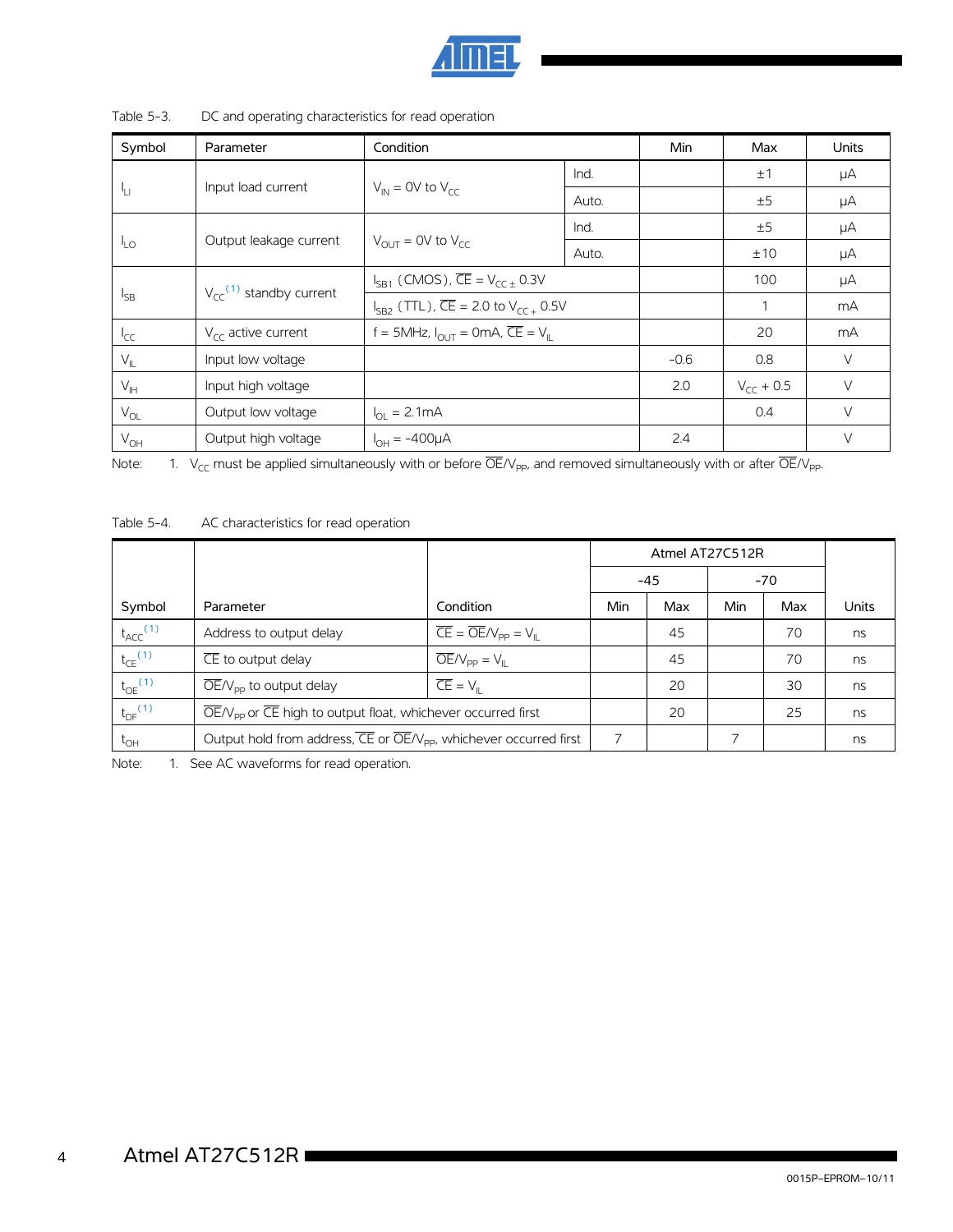Table 5-3. DC and operating characteristics for read operation

| Symbol | Parameter | Condition | | Min | Max | Units |
|---|---|---|---|---|---|---|
| $I_{LI}$ | Input load current | $V_{IN}$ = 0V to $V_{CC}$ | Ind. | | ±1 | μA |
| | | | Auto. | | ±5 | μA |
| $I_{LO}$ | Output leakage current | $V_{OUT}$ = 0V to $V_{CC}$ | Ind. | | ±5 | μA |
| | | | Auto. | | ±10 | μA |
| $I_{SB}$ | $V_{CC}$[1] standby current | $I_{SB1}$ (CMOS), $\overline{CE}$ = $V_{CC} \pm 0.3$V | | | 100 | μA |
| | | $I_{SB2}$ (TTL), $\overline{CE}$ = 2.0 to $V_{CC} + 0.5$V | | | 1 | mA |
| $I_{CC}$ | $V_{CC}$ active current | f = 5MHz, $I_{OUT}$ = 0mA, $\overline{CE}$ = $V_{IL}$ | | | 20 | mA |
| $V_{IL}$ | Input low voltage | | | -0.6 | 0.8 | V |
| $V_{IH}$ | Input high voltage | | | 2.0 | $V_{CC}$ + 0.5 | V |
| $V_{OL}$ | Output low voltage | $I_{OL}$ = 2.1mA | | | 0.4 | V |
| $V_{OH}$ | Output high voltage | $I_{OH}$ = -400μA | | 2.4 | | V |

Note: 1. $V_{CC}$ must be applied simultaneously with or before $\overline{OE}/V_{PP}$, and removed simultaneously with or after $\overline{OE}/V_{PP}$.

Table 5-4. AC characteristics for read operation

| | | | Atmel AT27C512R | | | | |
|---|---|---|---|---|---|---|---|
| | | | -45 | | -70 | | |
| Symbol | Parameter | Condition | Min | Max | Min | Max | Units |
| $t_{ACC}$[1] | Address to output delay | $\overline{CE}$ = $\overline{OE}/V_{PP}$ = $V_{IL}$ | | 45 | | 70 | ns |
| $t_{CE}$[1] | $\overline{CE}$ to output delay | $\overline{OE}/V_{PP}$ = $V_{IL}$ | | 45 | | 70 | ns |
| $t_{OE}$[1] | $\overline{OE}/V_{PP}$ to output delay | $\overline{CE}$ = $V_{IL}$ | | 20 | | 30 | ns |
| $t_{DF}$[1] | $\overline{OE}/V_{PP}$ or $\overline{CE}$ high to output float, whichever occurred first | | | 20 | | 25 | ns |
| $t_{OH}$ | Output hold from address, $\overline{CE}$ or $\overline{OE}/V_{PP}$, whichever occurred first | | 7 | | 7 | | ns |

Note: 1. See AC waveforms for read operation.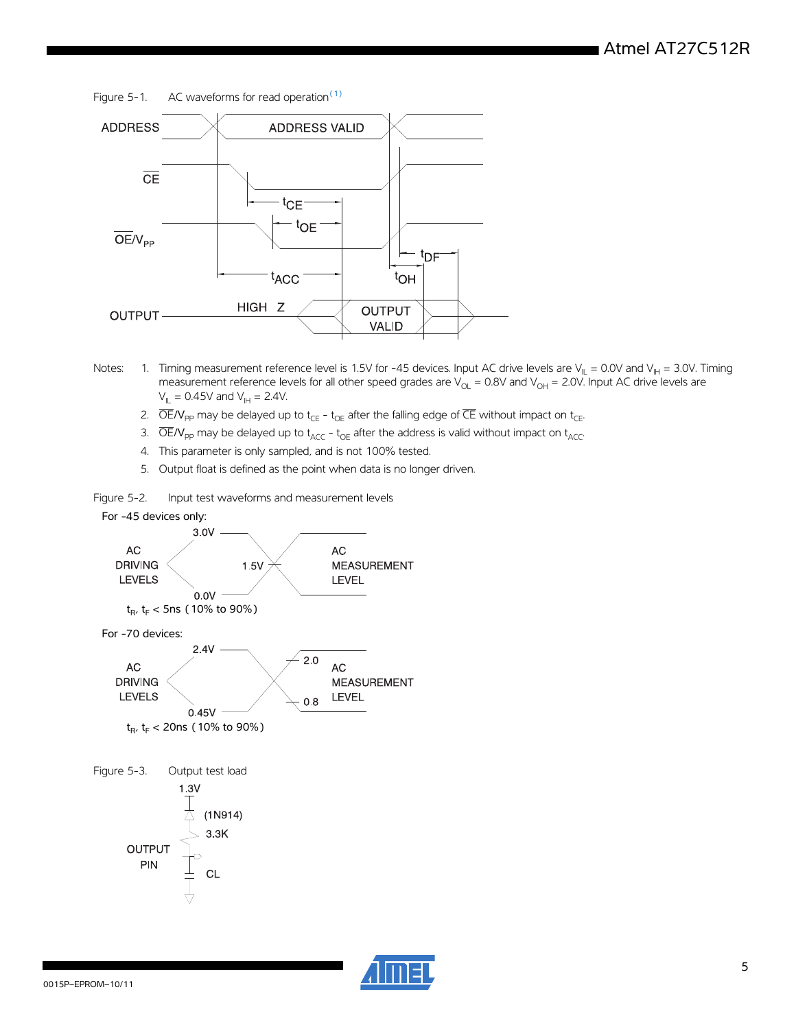Figure 5-1. AC waveforms for read operation[1]

Notes: 1. Timing measurement reference level is 1.5V for -45 devices. Input AC drive levels are $V_{IL}$ = 0.0V and $V_{IH}$ = 3.0V. Timing measurement reference levels for all other speed grades are $V_{OL}$ = 0.8V and $V_{OH}$ = 2.0V. Input AC drive levels are $V_{IL}$ = 0.45V and $V_{IH}$ = 2.4V.

2. $\overline{OE}/V_{PP}$ may be delayed up to $t_{CE}$ - $t_{OE}$ after the falling edge of $\overline{CE}$ without impact on $t_{CE}$.
3. $\overline{OE}/V_{PP}$ may be delayed up to $t_{ACC}$ - $t_{OE}$ after the address is valid without impact on $t_{ACC}$.
4. This parameter is only sampled, and is not 100% tested.
5. Output float is defined as the point when data is no longer driven.

Figure 5-2. Input test waveforms and measurement levels

For -45 devices only:

$t_R$, $t_F$ < 5ns (10% to 90%)

For -70 devices:

$t_R$, $t_F$ < 20ns (10% to 90%)

Figure 5-3. Output test load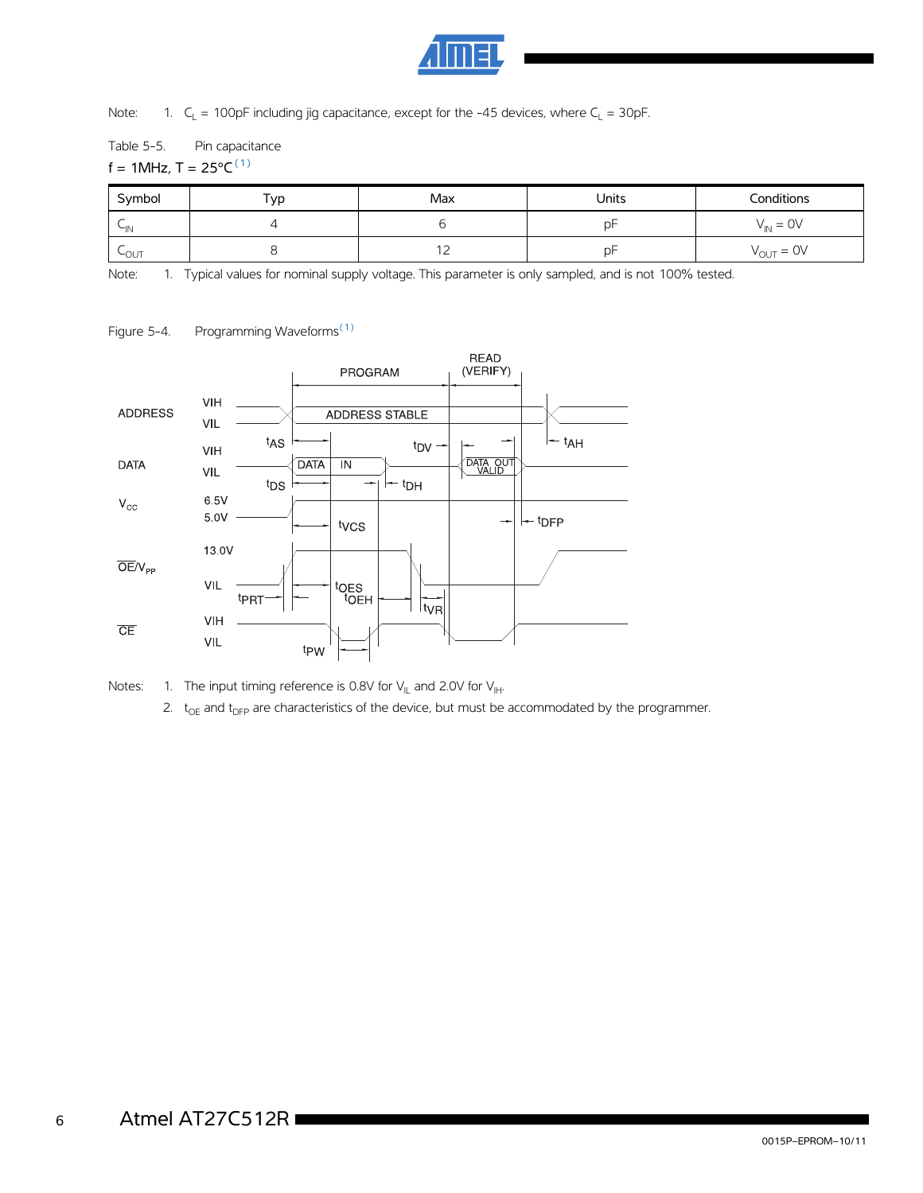Note: 1. $C_L$ = 100pF including jig capacitance, except for the -45 devices, where $C_L$ = 30pF.

Table 5-5. Pin capacitance

f = 1MHz, T = 25°C[1]

| Symbol | Typ | Max | Units | Conditions |
|---|---|---|---|---|
| $C_{IN}$ | 4 | 6 | pF | $V_{IN}$ = 0V |
| $C_{OUT}$ | 8 | 12 | pF | $V_{OUT}$ = 0V |

Note: 1. Typical values for nominal supply voltage. This parameter is only sampled, and is not 100% tested.

Figure 5-4. Programming Waveforms[1]

Notes: 1. The input timing reference is 0.8V for $V_{IL}$ and 2.0V for $V_{IH}$.

2. $t_{OE}$ and $t_{DFP}$ are characteristics of the device, but must be accommodated by the programmer.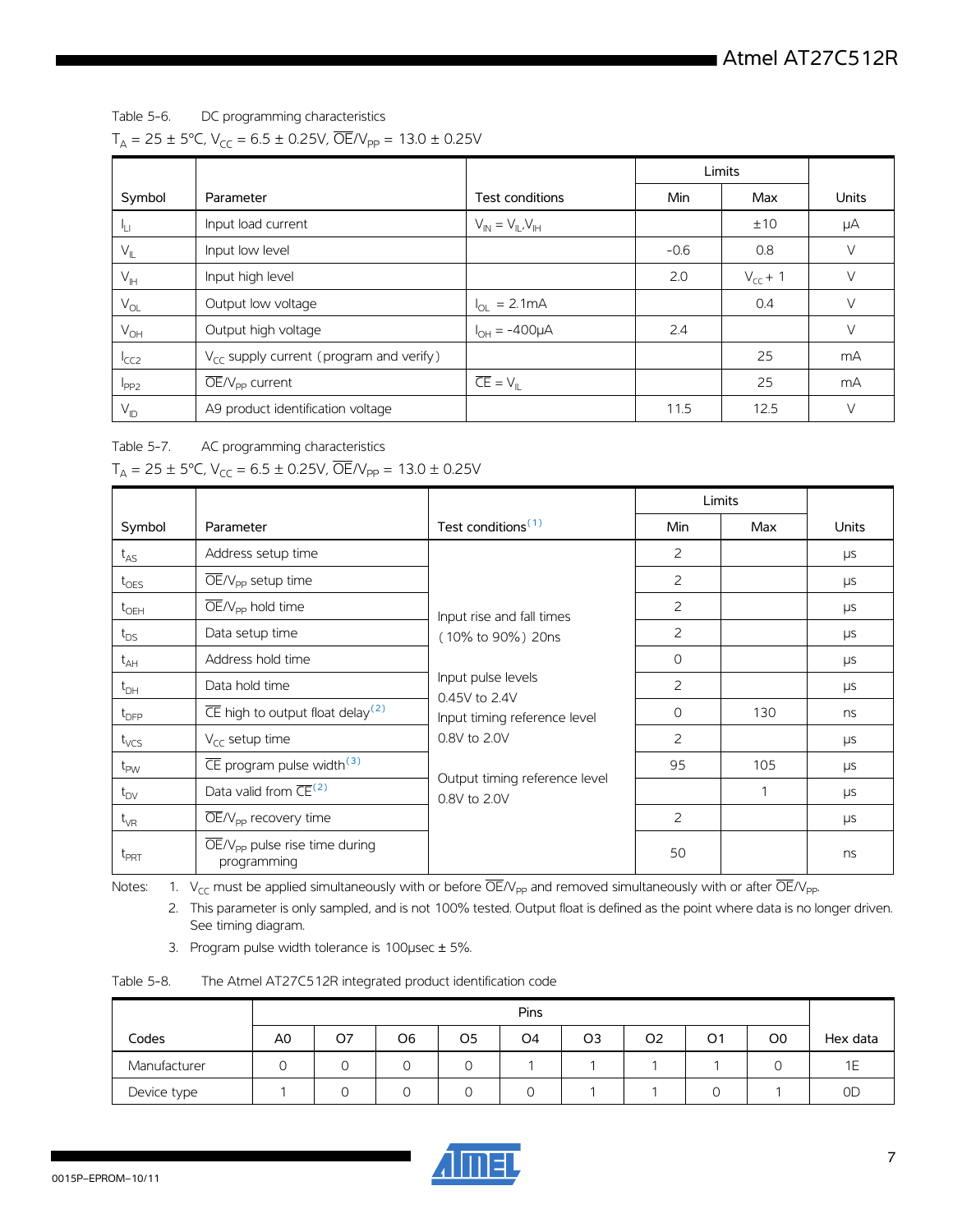Table 5-6. DC programming characteristics

$T_A = 25 \pm 5°C$, $V_{CC} = 6.5 \pm 0.25V$, $\overline{OE}/V_{PP} = 13.0 \pm 0.25V$

| Symbol | Parameter | Test conditions | Limits | | Units |
|---|---|---|---|---|---|
| | | | Min | Max | |
| $I_{LI}$ | Input load current | $V_{IN} = V_{IL}, V_{IH}$ | | ±10 | µA |
| $V_{IL}$ | Input low level | | -0.6 | 0.8 | V |
| $V_{IH}$ | Input high level | | 2.0 | $V_{CC} + 1$ | V |
| $V_{OL}$ | Output low voltage | $I_{OL}$ = 2.1mA | | 0.4 | V |
| $V_{OH}$ | Output high voltage | $I_{OH}$ = -400µA | 2.4 | | V |
| $I_{CC2}$ | $V_{CC}$ supply current (program and verify) | | | 25 | mA |
| $I_{PP2}$ | $\overline{OE}/V_{PP}$ current | $\overline{CE} = V_{IL}$ | | 25 | mA |
| $V_{ID}$ | A9 product identification voltage | | 11.5 | 12.5 | V |

Table 5-7. AC programming characteristics

$T_A = 25 \pm 5°C$, $V_{CC} = 6.5 \pm 0.25V$, $\overline{OE}/V_{PP} = 13.0 \pm 0.25V$

| Symbol | Parameter | Test conditions[1] | Limits | | Units |
|---|---|---|---|---|---|
| | | | Min | Max | |
| $t_{AS}$ | Address setup time | Input rise and fall times (10% to 90%) 20ns<br>Input pulse levels 0.45V to 2.4V<br>Input timing reference level 0.8V to 2.0V<br>Output timing reference level 0.8V to 2.0V | 2 | | µs |
| $t_{OES}$ | $\overline{OE}/V_{PP}$ setup time | | 2 | | µs |
| $t_{OEH}$ | $\overline{OE}/V_{PP}$ hold time | | 2 | | µs |
| $t_{DS}$ | Data setup time | | 2 | | µs |
| $t_{AH}$ | Address hold time | | 0 | | µs |
| $t_{DH}$ | Data hold time | | 2 | | µs |
| $t_{DFP}$ | $\overline{CE}$ high to output float delay[2] | | 0 | 130 | ns |
| $t_{VCS}$ | $V_{CC}$ setup time | | 2 | | µs |
| $t_{PW}$ | $\overline{CE}$ program pulse width[3] | | 95 | 105 | µs |
| $t_{DV}$ | Data valid from $\overline{CE}$[2] | | | 1 | µs |
| $t_{VR}$ | $\overline{OE}/V_{PP}$ recovery time | | 2 | | µs |
| $t_{PRT}$ | $\overline{OE}/V_{PP}$ pulse rise time during programming | | 50 | | ns |

Notes:
1. $V_{CC}$ must be applied simultaneously with or before $\overline{OE}/V_{PP}$ and removed simultaneously with or after $\overline{OE}/V_{PP}$.
2. This parameter is only sampled, and is not 100% tested. Output float is defined as the point where data is no longer driven. See timing diagram.
3. Program pulse width tolerance is 100µsec ± 5%.

Table 5-8. The Atmel AT27C512R integrated product identification code

| Codes | Pins | | | | | | | | | Hex data |
|---|---|---|---|---|---|---|---|---|---|---|
| | A0 | O7 | O6 | O5 | O4 | O3 | O2 | O1 | O0 | |
| Manufacturer | 0 | 0 | 0 | 0 | 1 | 1 | 1 | 1 | 0 | 1E |
| Device type | 1 | 0 | 0 | 0 | 0 | 1 | 1 | 0 | 1 | 0D |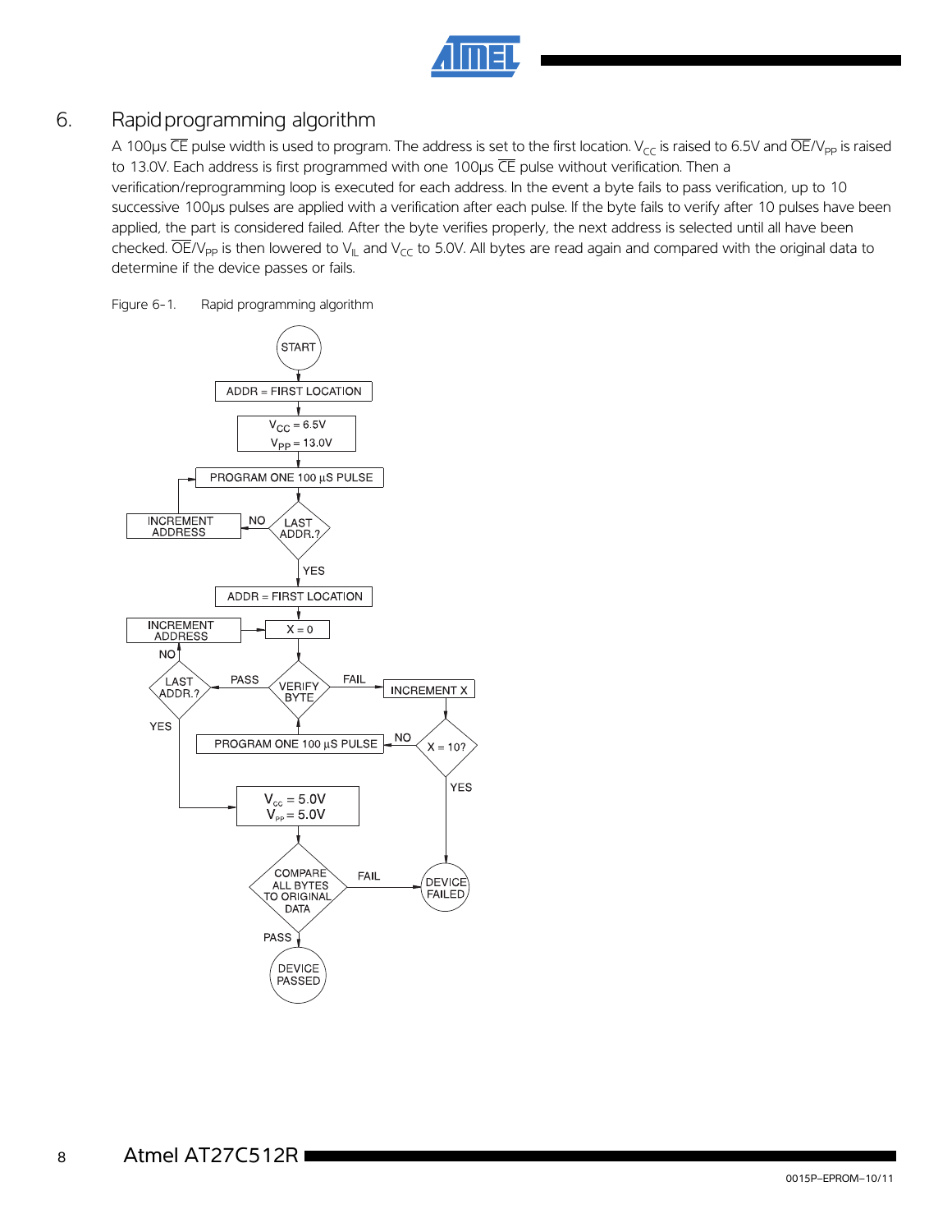## 6. Rapid programming algorithm

A 100µs $\overline{CE}$ pulse width is used to program. The address is set to the first location. $V_{CC}$ is raised to 6.5V and $\overline{OE}/V_{PP}$ is raised to 13.0V. Each address is first programmed with one 100µs $\overline{CE}$ pulse without verification. Then a verification/reprogramming loop is executed for each address. In the event a byte fails to pass verification, up to 10 successive 100µs pulses are applied with a verification after each pulse. If the byte fails to verify after 10 pulses have been applied, the part is considered failed. After the byte verifies properly, the next address is selected until all have been checked. $\overline{OE}/V_{PP}$ is then lowered to $V_{IL}$ and $V_{CC}$ to 5.0V. All bytes are read again and compared with the original data to determine if the device passes or fails.

Figure 6-1. Rapid programming algorithm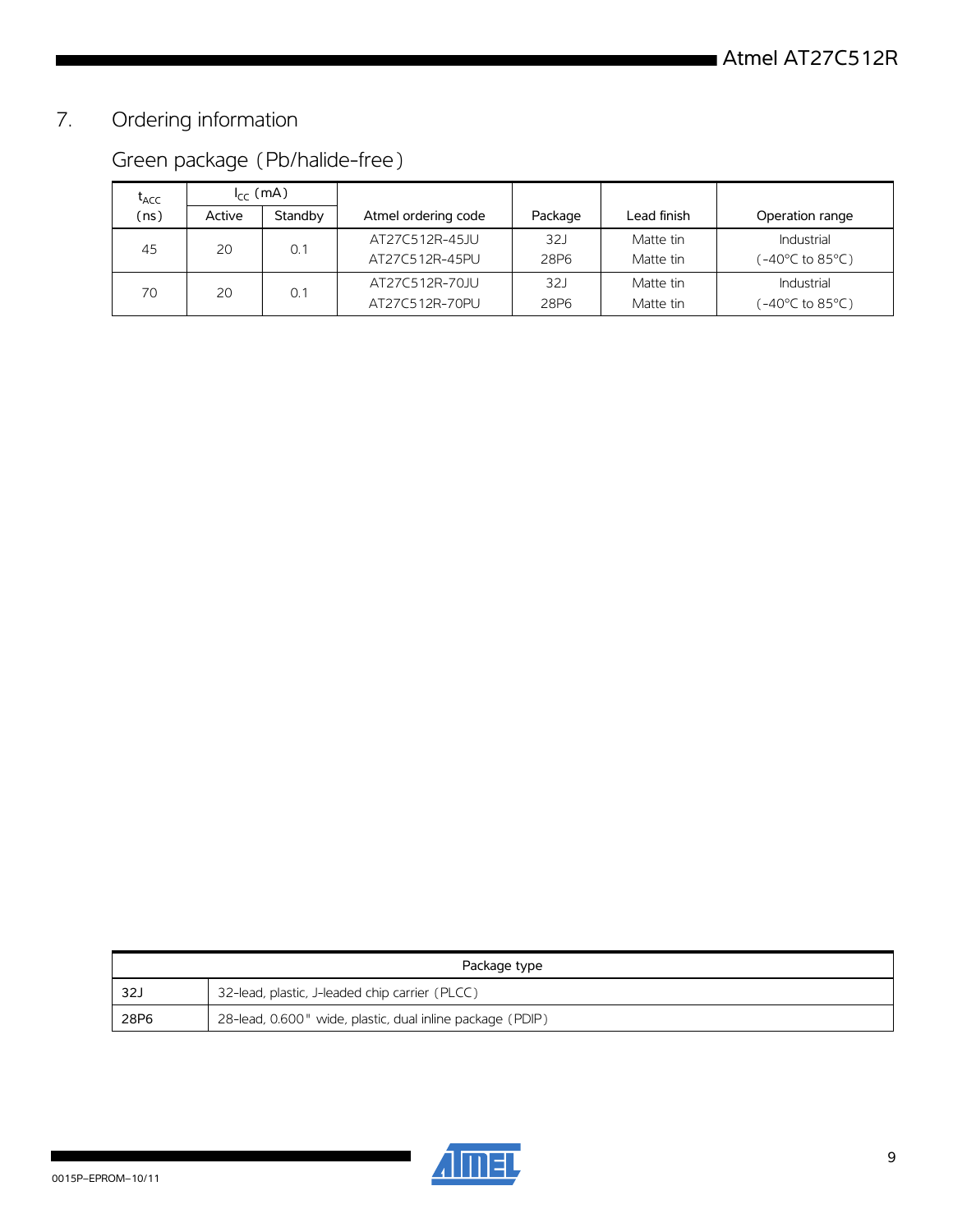## 7. Ordering information

### Green package (Pb/halide-free)

| $t_{ACC}$ (ns) | $I_{CC}$ (mA) | | Atmel ordering code | Package | Lead finish | Operation range |
|---|---|---|---|---|---|---|
| | Active | Standby | | | | |
| 45 | 20 | 0.1 | AT27C512R-45JU<br>AT27C512R-45PU | 32J<br>28P6 | Matte tin<br>Matte tin | Industrial<br>(-40°C to 85°C) |
| 70 | 20 | 0.1 | AT27C512R-70JU<br>AT27C512R-70PU | 32J<br>28P6 | Matte tin<br>Matte tin | Industrial<br>(-40°C to 85°C) |

| Package type | |
|---|---|
| 32J | 32-lead, plastic, J-leaded chip carrier (PLCC) |
| 28P6 | 28-lead, 0.600" wide, plastic, dual inline package (PDIP) |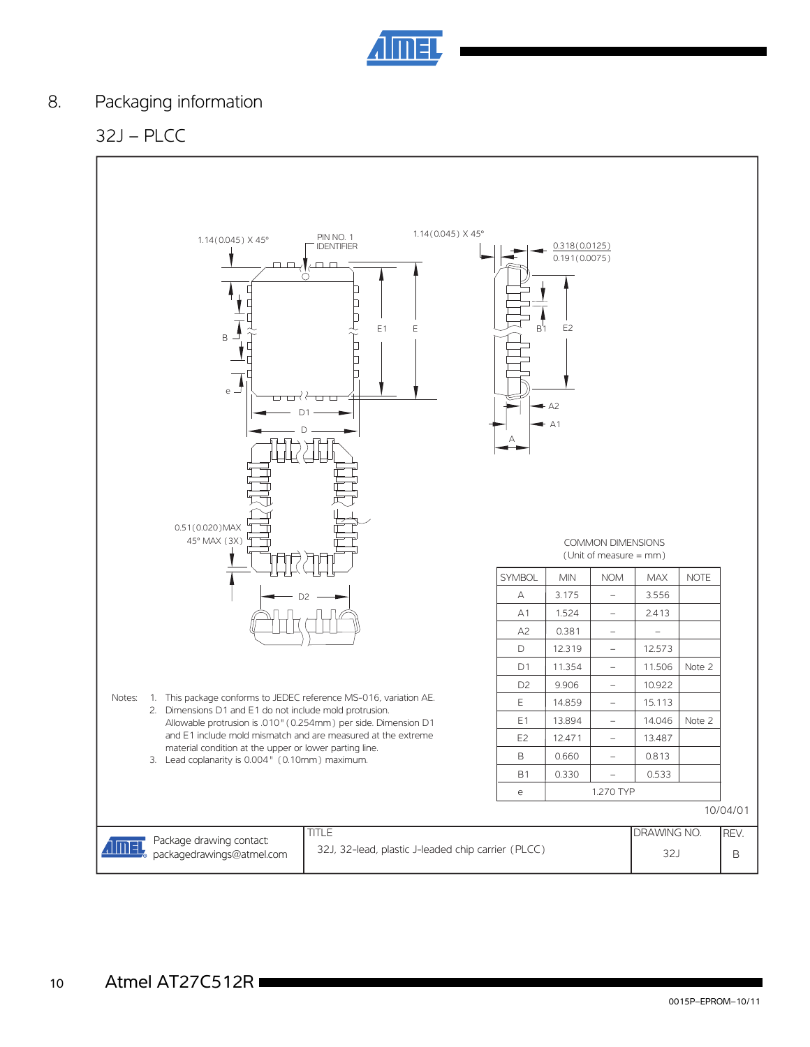# 8. Packaging information

## 32J – PLCC

COMMON DIMENSIONS
(Unit of measure = mm)

| SYMBOL | MIN | NOM | MAX | NOTE |
|---|---|---|---|---|
| A | 3.175 | – | 3.556 | |
| A1 | 1.524 | – | 2.413 | |
| A2 | 0.381 | – | – | |
| D | 12.319 | – | 12.573 | |
| D1 | 11.354 | – | 11.506 | Note 2 |
| D2 | 9.906 | – | 10.922 | |
| E | 14.859 | – | 15.113 | |
| E1 | 13.894 | – | 14.046 | Note 2 |
| E2 | 12.471 | – | 13.487 | |
| B | 0.660 | – | 0.813 | |
| B1 | 0.330 | – | 0.533 | |
| e | 1.270 TYP | | | |

Notes:
1. This package conforms to JEDEC reference MS-016, variation AE.
2. Dimensions D1 and E1 do not include mold protrusion. Allowable protrusion is .010" (0.254mm) per side. Dimension D1 and E1 include mold mismatch and are measured at the extreme material condition at the upper or lower parting line.
3. Lead coplanarity is 0.004" (0.10mm) maximum.

10/04/01

| Package drawing contact: packagedrawings@atmel.com | TITLE: 32J, 32-lead, plastic J-leaded chip carrier (PLCC) | DRAWING NO. 32J | REV. B |
|---|---|---|---|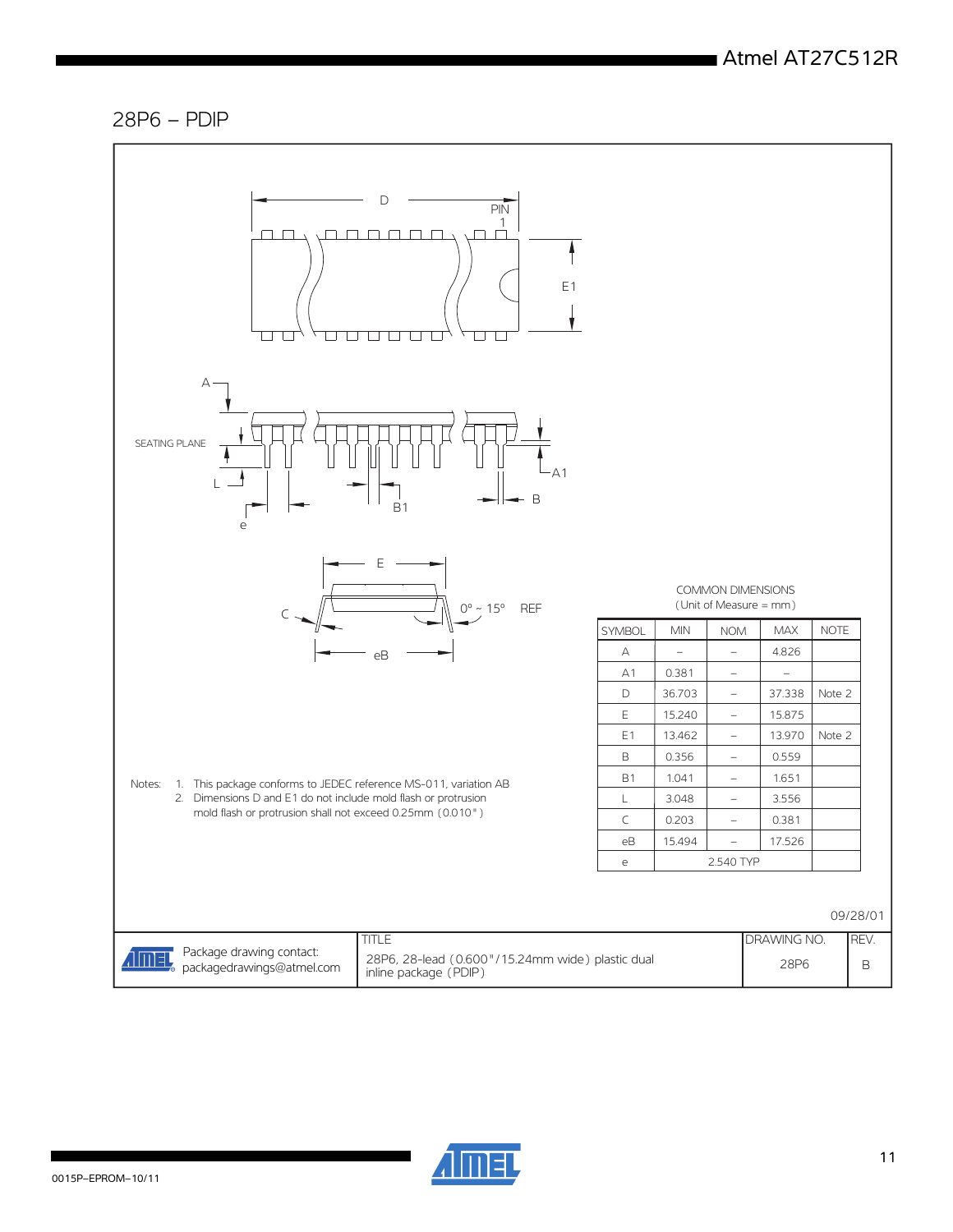## 28P6 – PDIP

COMMON DIMENSIONS
(Unit of Measure = mm)

| SYMBOL | MIN | NOM | MAX | NOTE |
|---|---|---|---|---|
| A | – | – | 4.826 | |
| A1 | 0.381 | – | – | |
| D | 36.703 | – | 37.338 | Note 2 |
| E | 15.240 | – | 15.875 | |
| E1 | 13.462 | – | 13.970 | Note 2 |
| B | 0.356 | – | 0.559 | |
| B1 | 1.041 | – | 1.651 | |
| L | 3.048 | – | 3.556 | |
| C | 0.203 | – | 0.381 | |
| eB | 15.494 | – | 17.526 | |
| e | | 2.540 TYP | | |

Notes:
1. This package conforms to JEDEC reference MS-011, variation AB
2. Dimensions D and E1 do not include mold flash or protrusion mold flash or protrusion shall not exceed 0.25mm (0.010")

09/28/01

| | TITLE | DRAWING NO. | REV. |
|---|---|---|---|
| Package drawing contact: packagedrawings@atmel.com | 28P6, 28-lead (0.600"/15.24mm wide) plastic dual inline package (PDIP) | 28P6 | B |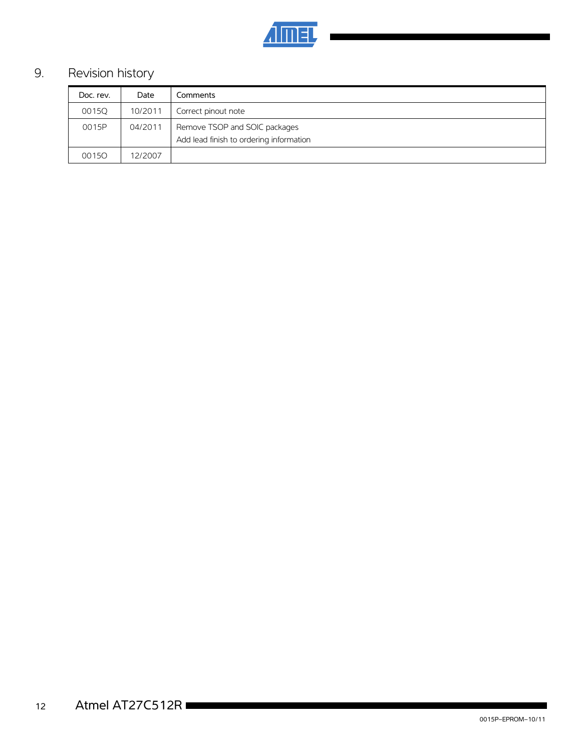## 9. Revision history

| Doc. rev. | Date | Comments |
|---|---|---|
| 0015Q | 10/2011 | Correct pinout note |
| 0015P | 04/2011 | Remove TSOP and SOIC packages<br>Add lead finish to ordering information |
| 0015O | 12/2007 | |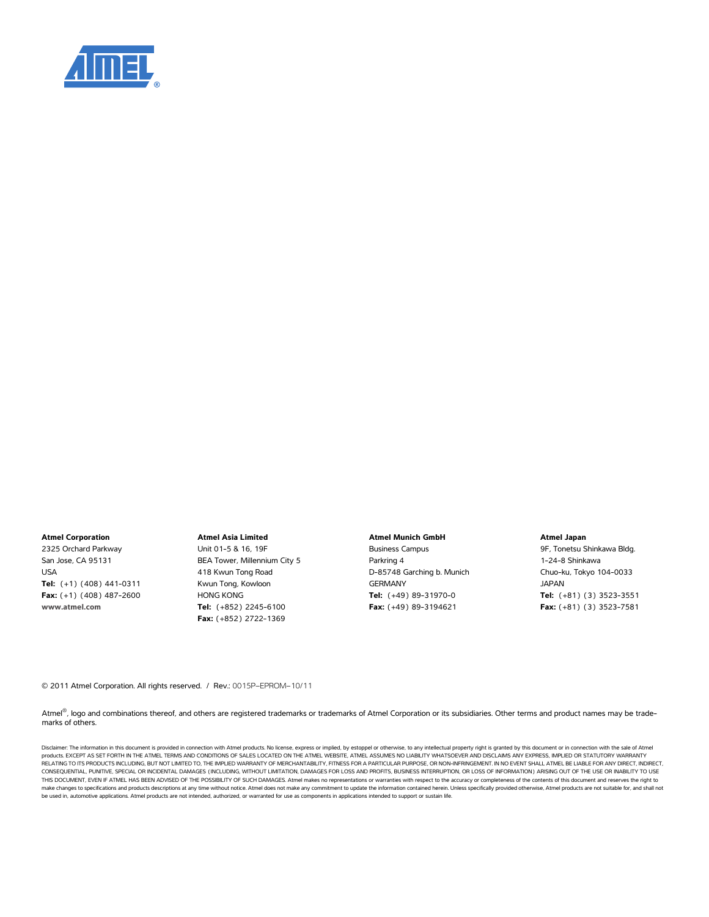**Atmel Corporation**
2325 Orchard Parkway
San Jose, CA 95131
USA
**Tel:** (+1) (408) 441-0311
**Fax:** (+1) (408) 487-2600
**www.atmel.com**

**Atmel Asia Limited**
Unit 01-5 & 16, 19F
BEA Tower, Millennium City 5
418 Kwun Tong Road
Kwun Tong, Kowloon
HONG KONG
**Tel:** (+852) 2245-6100
**Fax:** (+852) 2722-1369

**Atmel Munich GmbH**
Business Campus
Parkring 4
D-85748 Garching b. Munich
GERMANY
**Tel:** (+49) 89-31970-0
**Fax:** (+49) 89-3194621

**Atmel Japan**
9F, Tonetsu Shinkawa Bldg.
1-24-8 Shinkawa
Chuo-ku, Tokyo 104-0033
JAPAN
**Tel:** (+81) (3) 3523-3551
**Fax:** (+81) (3) 3523-7581

© 2011 Atmel Corporation. All rights reserved. / Rev.: 0015P–EPROM–10/11

Atmel®, logo and combinations thereof, and others are registered trademarks or trademarks of Atmel Corporation or its subsidiaries. Other terms and product names may be trademarks of others.

Disclaimer: The information in this document is provided in connection with Atmel products. No license, express or implied, by estoppel or otherwise, to any intellectual property right is granted by this document or in connection with the sale of Atmel products. EXCEPT AS SET FORTH IN THE ATMEL TERMS AND CONDITIONS OF SALES LOCATED ON THE ATMEL WEBSITE, ATMEL ASSUMES NO LIABILITY WHATSOEVER AND DISCLAIMS ANY EXPRESS, IMPLIED OR STATUTORY WARRANTY RELATING TO ITS PRODUCTS INCLUDING, BUT NOT LIMITED TO, THE IMPLIED WARRANTY OF MERCHANTABILITY, FITNESS FOR A PARTICULAR PURPOSE, OR NON-INFRINGEMENT. IN NO EVENT SHALL ATMEL BE LIABLE FOR ANY DIRECT, INDIRECT, CONSEQUENTIAL, PUNITIVE, SPECIAL OR INCIDENTAL DAMAGES (INCLUDING, WITHOUT LIMITATION, DAMAGES FOR LOSS AND PROFITS, BUSINESS INTERRUPTION, OR LOSS OF INFORMATION) ARISING OUT OF THE USE OR INABILITY TO USE THIS DOCUMENT, EVEN IF ATMEL HAS BEEN ADVISED OF THE POSSIBILITY OF SUCH DAMAGES. Atmel makes no representations or warranties with respect to the accuracy or completeness of the contents of this document and reserves the right to make changes to specifications and products descriptions at any time without notice. Atmel does not make any commitment to update the information contained herein. Unless specifically provided otherwise, Atmel products are not suitable for, and shall not be used in, automotive applications. Atmel products are not intended, authorized, or warranted for use as components in applications intended to support or sustain life.